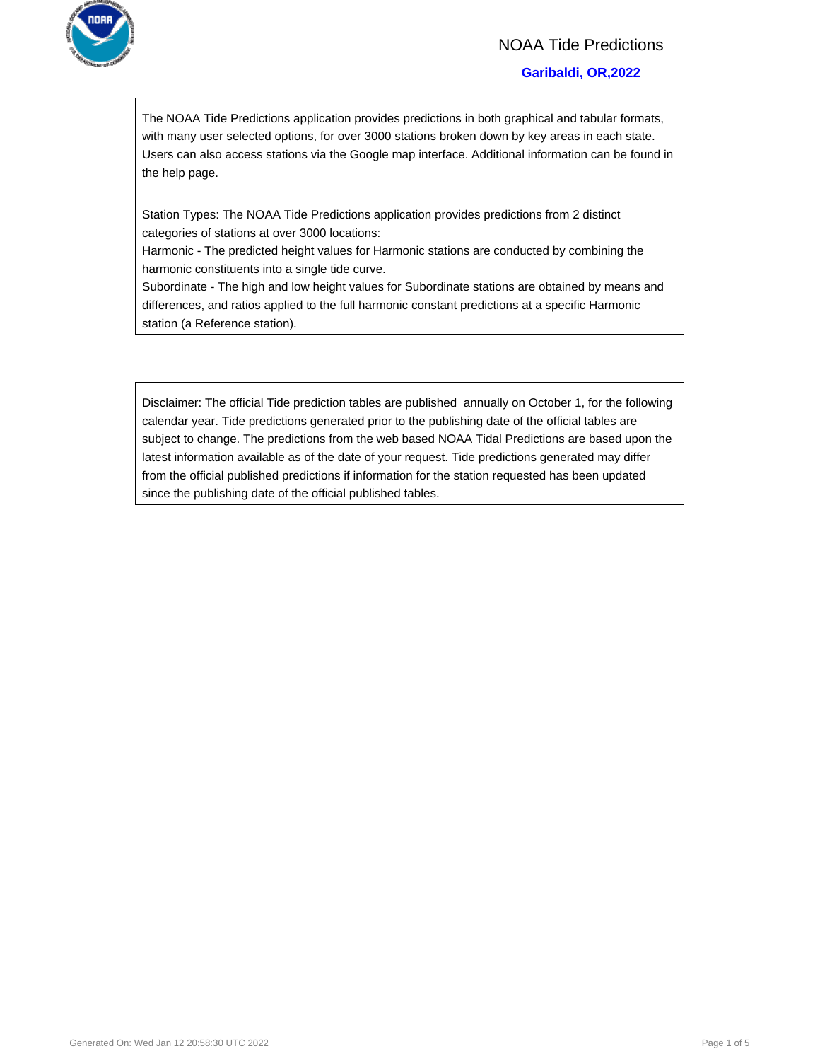# NOAA Tide Predictions

## Garibaldi, OR,2022

The NOAA Tide Predictions application provides predictions in both graphical and tabular formats, with many user selected options, for over 3000 stations broken down by key areas in each state. Users can also access stations via the Google map interface. Additional information can be found in the help page.

Station Types: The NOAA Tide Predictions application provides predictions from 2 distinct categories of stations at over 3000 locations:
Harmonic - The predicted height values for Harmonic stations are conducted by combining the harmonic constituents into a single tide curve.
Subordinate - The high and low height values for Subordinate stations are obtained by means and differences, and ratios applied to the full harmonic constant predictions at a specific Harmonic station (a Reference station).

Disclaimer: The official Tide prediction tables are published annually on October 1, for the following calendar year. Tide predictions generated prior to the publishing date of the official tables are subject to change. The predictions from the web based NOAA Tidal Predictions are based upon the latest information available as of the date of your request. Tide predictions generated may differ from the official published predictions if information for the station requested has been updated since the publishing date of the official published tables.

Generated On: Wed Jan 12 20:58:30 UTC 2022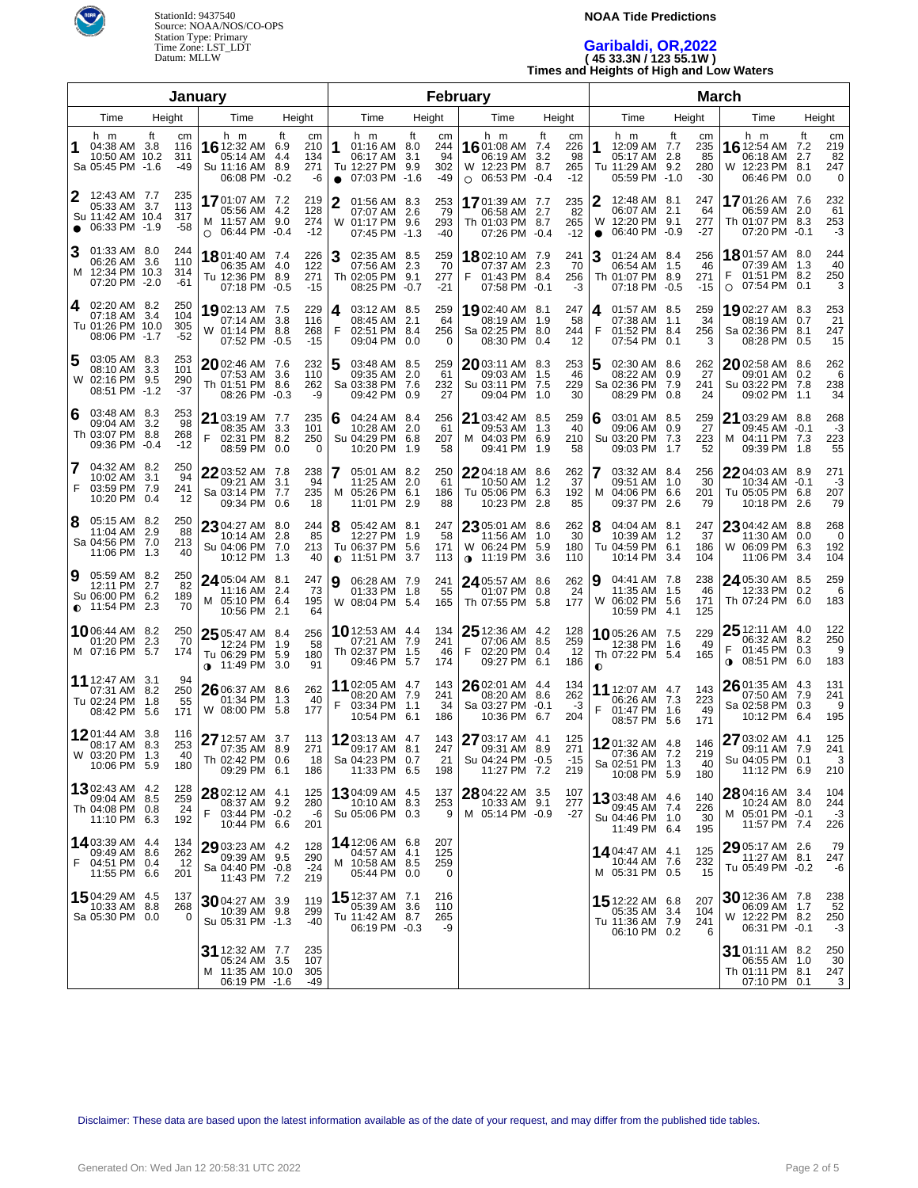StationId: 9437540
Source: NOAA/NOS/CO-OPS
Station Type: Primary
Time Zone: LST_LDT
Datum: MLLW

**NOAA Tide Predictions**

# Garibaldi, OR,2022

**( 45 33.3N / 123 55.1W )**

**Times and Heights of High and Low Waters**

## January

| Day | Time (h m) | Height (ft) | Height (cm) |
|---|---|---|---|
| 1 Sa | 04:38 AM | 3.8 | 116 |
| | 10:50 AM | 10.2 | 311 |
| | 05:45 PM | -1.6 | -49 |
| 2 Su ● | 12:43 AM | 7.7 | 235 |
| | 05:33 AM | 3.7 | 113 |
| | 11:42 AM | 10.4 | 317 |
| | 06:33 PM | -1.9 | -58 |
| 3 M | 01:33 AM | 8.0 | 244 |
| | 06:26 AM | 3.6 | 110 |
| | 12:34 PM | 10.3 | 314 |
| | 07:20 PM | -2.0 | -61 |
| 4 Tu | 02:20 AM | 8.2 | 250 |
| | 07:18 AM | 3.4 | 104 |
| | 01:26 PM | 10.0 | 305 |
| | 08:06 PM | -1.7 | -52 |
| 5 W | 03:05 AM | 8.3 | 253 |
| | 08:10 AM | 3.3 | 101 |
| | 02:16 PM | 9.5 | 290 |
| | 08:51 PM | -1.2 | -37 |
| 6 Th | 03:48 AM | 8.3 | 253 |
| | 09:04 AM | 3.2 | 98 |
| | 03:07 PM | 8.8 | 268 |
| | 09:36 PM | -0.4 | -12 |
| 7 F | 04:32 AM | 8.2 | 250 |
| | 10:02 AM | 3.1 | 94 |
| | 03:59 PM | 7.9 | 241 |
| | 10:20 PM | 0.4 | 12 |
| 8 Sa | 05:15 AM | 8.2 | 250 |
| | 11:04 AM | 2.9 | 88 |
| | 04:56 PM | 7.0 | 213 |
| | 11:06 PM | 1.3 | 40 |
| 9 Su ◐ | 05:59 AM | 8.2 | 250 |
| | 12:11 PM | 2.7 | 82 |
| | 06:00 PM | 6.2 | 189 |
| | 11:54 PM | 2.3 | 70 |
| 10 M | 06:44 AM | 8.2 | 250 |
| | 01:20 PM | 2.3 | 70 |
| | 07:16 PM | 5.7 | 174 |
| 11 Tu | 12:47 AM | 3.1 | 94 |
| | 07:31 AM | 8.2 | 250 |
| | 02:24 PM | 1.8 | 55 |
| | 08:42 PM | 5.6 | 171 |
| 12 W | 01:44 AM | 3.8 | 116 |
| | 08:17 AM | 8.3 | 253 |
| | 03:20 PM | 1.3 | 40 |
| | 10:06 PM | 5.9 | 180 |
| 13 Th | 02:43 AM | 4.2 | 128 |
| | 09:04 AM | 8.5 | 259 |
| | 04:08 PM | 0.8 | 24 |
| | 11:10 PM | 6.3 | 192 |
| 14 F | 03:39 AM | 4.4 | 134 |
| | 09:49 AM | 8.6 | 262 |
| | 04:51 PM | 0.4 | 12 |
| | 11:55 PM | 6.6 | 201 |
| 15 Sa | 04:29 AM | 4.5 | 137 |
| | 10:33 AM | 8.8 | 268 |
| | 05:30 PM | 0.0 | 0 |
| 16 Su | 12:32 AM | 6.9 | 210 |
| | 05:14 AM | 4.4 | 134 |
| | 11:16 AM | 8.9 | 271 |
| | 06:08 PM | -0.2 | -6 |
| 17 M ○ | 01:07 AM | 7.2 | 219 |
| | 05:56 AM | 4.2 | 128 |
| | 11:57 AM | 9.0 | 274 |
| | 06:44 PM | -0.4 | -12 |
| 18 Tu | 01:40 AM | 7.4 | 226 |
| | 06:35 AM | 4.0 | 122 |
| | 12:36 PM | 8.9 | 271 |
| | 07:18 PM | -0.5 | -15 |
| 19 W | 02:13 AM | 7.5 | 229 |
| | 07:14 AM | 3.8 | 116 |
| | 01:14 PM | 8.8 | 268 |
| | 07:52 PM | -0.5 | -15 |
| 20 Th | 02:46 AM | 7.6 | 232 |
| | 07:53 AM | 3.6 | 110 |
| | 01:51 PM | 8.6 | 262 |
| | 08:26 PM | -0.3 | -9 |
| 21 F | 03:19 AM | 7.7 | 235 |
| | 08:35 AM | 3.3 | 101 |
| | 02:31 PM | 8.2 | 250 |
| | 08:59 PM | 0.0 | 0 |
| 22 Sa | 03:52 AM | 7.8 | 238 |
| | 09:21 AM | 3.1 | 94 |
| | 03:14 PM | 7.7 | 235 |
| | 09:34 PM | 0.6 | 18 |
| 23 Su | 04:27 AM | 8.0 | 244 |
| | 10:14 AM | 2.8 | 85 |
| | 04:06 PM | 7.0 | 213 |
| | 10:12 PM | 1.3 | 40 |
| 24 M | 05:04 AM | 8.1 | 247 |
| | 11:16 AM | 2.4 | 73 |
| | 05:10 PM | 6.4 | 195 |
| | 10:56 PM | 2.1 | 64 |
| 25 Tu ◑ | 05:47 AM | 8.4 | 256 |
| | 12:24 PM | 1.9 | 58 |
| | 06:29 PM | 5.9 | 180 |
| | 11:49 PM | 3.0 | 91 |
| 26 W | 06:37 AM | 8.6 | 262 |
| | 01:34 PM | 1.3 | 40 |
| | 08:00 PM | 5.8 | 177 |
| 27 Th | 12:57 AM | 3.7 | 113 |
| | 07:35 AM | 8.9 | 271 |
| | 02:42 PM | 0.6 | 18 |
| | 09:29 PM | 6.1 | 186 |
| 28 F | 02:12 AM | 4.1 | 125 |
| | 08:37 AM | 9.2 | 280 |
| | 03:44 PM | -0.2 | -6 |
| | 10:44 PM | 6.6 | 201 |
| 29 Sa | 03:23 AM | 4.2 | 128 |
| | 09:39 AM | 9.5 | 290 |
| | 04:40 PM | -0.8 | -24 |
| | 11:43 PM | 7.2 | 219 |
| 30 Su | 04:27 AM | 3.9 | 119 |
| | 10:39 AM | 9.8 | 299 |
| | 05:31 PM | -1.3 | -40 |
| 31 M | 12:32 AM | 7.7 | 235 |
| | 05:24 AM | 3.5 | 107 |
| | 11:35 AM | 10.0 | 305 |
| | 06:19 PM | -1.6 | -49 |

## February

| Day | Time (h m) | Height (ft) | Height (cm) |
|---|---|---|---|
| 1 Tu ● | 01:16 AM | 8.0 | 244 |
| | 06:17 AM | 3.1 | 94 |
| | 12:27 PM | 9.9 | 302 |
| | 07:03 PM | -1.6 | -49 |
| 2 W | 01:56 AM | 8.3 | 253 |
| | 07:07 AM | 2.6 | 79 |
| | 01:17 PM | 9.6 | 293 |
| | 07:45 PM | -1.3 | -40 |
| 3 Th | 02:35 AM | 8.5 | 259 |
| | 07:56 AM | 2.3 | 70 |
| | 02:05 PM | 9.1 | 277 |
| | 08:25 PM | -0.7 | -21 |
| 4 F | 03:12 AM | 8.5 | 259 |
| | 08:45 AM | 2.1 | 64 |
| | 02:51 PM | 8.4 | 256 |
| | 09:04 PM | 0.0 | 0 |
| 5 Sa | 03:48 AM | 8.5 | 259 |
| | 09:35 AM | 2.0 | 61 |
| | 03:38 PM | 7.6 | 232 |
| | 09:42 PM | 0.9 | 27 |
| 6 Su | 04:24 AM | 8.4 | 256 |
| | 10:28 AM | 2.0 | 61 |
| | 04:29 PM | 6.8 | 207 |
| | 10:20 PM | 1.9 | 58 |
| 7 M | 05:01 AM | 8.2 | 250 |
| | 11:25 AM | 2.0 | 61 |
| | 05:26 PM | 6.1 | 186 |
| | 11:01 PM | 2.9 | 88 |
| 8 Tu ◐ | 05:42 AM | 8.1 | 247 |
| | 12:27 PM | 1.9 | 58 |
| | 06:37 PM | 5.6 | 171 |
| | 11:51 PM | 3.7 | 113 |
| 9 W | 06:28 AM | 7.9 | 241 |
| | 01:33 PM | 1.8 | 55 |
| | 08:04 PM | 5.4 | 165 |
| 10 Th | 12:53 AM | 4.4 | 134 |
| | 07:21 AM | 7.9 | 241 |
| | 02:37 PM | 1.5 | 46 |
| | 09:46 PM | 5.7 | 174 |
| 11 F | 02:05 AM | 4.7 | 143 |
| | 08:20 AM | 7.9 | 241 |
| | 03:34 PM | 1.1 | 34 |
| | 10:54 PM | 6.1 | 186 |
| 12 Sa | 03:13 AM | 4.7 | 143 |
| | 09:17 AM | 8.1 | 247 |
| | 04:23 PM | 0.7 | 21 |
| | 11:33 PM | 6.5 | 198 |
| 13 Su | 04:09 AM | 4.5 | 137 |
| | 10:10 AM | 8.3 | 253 |
| | 05:06 PM | 0.3 | 9 |
| 14 M | 12:06 AM | 6.8 | 207 |
| | 04:57 AM | 4.1 | 125 |
| | 10:58 AM | 8.5 | 259 |
| | 05:44 PM | 0.0 | 0 |
| 15 Tu | 12:37 AM | 7.1 | 216 |
| | 05:39 AM | 3.6 | 110 |
| | 11:42 AM | 8.7 | 265 |
| | 06:19 PM | -0.3 | -9 |
| 16 W ○ | 01:08 AM | 7.4 | 226 |
| | 06:19 AM | 3.2 | 98 |
| | 12:23 PM | 8.7 | 265 |
| | 06:53 PM | -0.4 | -12 |
| 17 Th | 01:39 AM | 7.7 | 235 |
| | 06:58 AM | 2.7 | 82 |
| | 01:03 PM | 8.7 | 265 |
| | 07:26 PM | -0.4 | -12 |
| 18 F | 02:10 AM | 7.9 | 241 |
| | 07:37 AM | 2.3 | 70 |
| | 01:43 PM | 8.4 | 256 |
| | 07:58 PM | -0.1 | -3 |
| 19 Sa | 02:40 AM | 8.1 | 247 |
| | 08:19 AM | 1.9 | 58 |
| | 02:25 PM | 8.0 | 244 |
| | 08:30 PM | 0.4 | 12 |
| 20 Su | 03:11 AM | 8.3 | 253 |
| | 09:03 AM | 1.5 | 46 |
| | 03:11 PM | 7.5 | 229 |
| | 09:04 PM | 1.0 | 30 |
| 21 M | 03:42 AM | 8.5 | 259 |
| | 09:53 AM | 1.3 | 40 |
| | 04:03 PM | 6.9 | 210 |
| | 09:41 PM | 1.9 | 58 |
| 22 Tu | 04:18 AM | 8.6 | 262 |
| | 10:50 AM | 1.2 | 37 |
| | 05:06 PM | 6.3 | 192 |
| | 10:23 PM | 2.8 | 85 |
| 23 W ◑ | 05:01 AM | 8.6 | 262 |
| | 11:56 AM | 1.0 | 30 |
| | 06:24 PM | 5.9 | 180 |
| | 11:19 PM | 3.6 | 110 |
| 24 Th | 05:57 AM | 8.6 | 262 |
| | 01:07 PM | 0.8 | 24 |
| | 07:55 PM | 5.8 | 177 |
| 25 F | 12:36 AM | 4.2 | 128 |
| | 07:06 AM | 8.5 | 259 |
| | 02:20 PM | 0.4 | 12 |
| | 09:27 PM | 6.1 | 186 |
| 26 Sa | 02:01 AM | 4.4 | 134 |
| | 08:20 AM | 8.6 | 262 |
| | 03:27 PM | -0.1 | -3 |
| | 10:36 PM | 6.7 | 204 |
| 27 Su | 03:17 AM | 4.1 | 125 |
| | 09:31 AM | 8.9 | 271 |
| | 04:24 PM | -0.5 | -15 |
| | 11:27 PM | 7.2 | 219 |
| 28 M | 04:22 AM | 3.5 | 107 |
| | 10:33 AM | 9.1 | 277 |
| | 05:14 PM | -0.9 | -27 |

## March

| Day | Time (h m) | Height (ft) | Height (cm) |
|---|---|---|---|
| 1 Tu | 12:09 AM | 7.7 | 235 |
| | 05:17 AM | 2.8 | 85 |
| | 11:29 AM | 9.2 | 280 |
| | 05:59 PM | -1.0 | -30 |
| 2 W ● | 12:48 AM | 8.1 | 247 |
| | 06:07 AM | 2.1 | 64 |
| | 12:20 PM | 9.1 | 277 |
| | 06:40 PM | -0.9 | -27 |
| 3 Th | 01:24 AM | 8.4 | 256 |
| | 06:54 AM | 1.5 | 46 |
| | 01:07 PM | 8.9 | 271 |
| | 07:18 PM | -0.5 | -15 |
| 4 F | 01:57 AM | 8.5 | 259 |
| | 07:38 AM | 1.1 | 34 |
| | 01:52 PM | 8.4 | 256 |
| | 07:54 PM | 0.1 | 3 |
| 5 Sa | 02:30 AM | 8.6 | 262 |
| | 08:22 AM | 0.9 | 27 |
| | 02:36 PM | 7.9 | 241 |
| | 08:29 PM | 0.8 | 24 |
| 6 Su | 03:01 AM | 8.5 | 259 |
| | 09:06 AM | 0.9 | 27 |
| | 03:20 PM | 7.3 | 223 |
| | 09:03 PM | 1.7 | 52 |
| 7 M | 03:32 AM | 8.4 | 256 |
| | 09:51 AM | 1.0 | 30 |
| | 04:06 PM | 6.6 | 201 |
| | 09:37 PM | 2.6 | 79 |
| 8 Tu | 04:04 AM | 8.1 | 247 |
| | 10:39 AM | 1.2 | 37 |
| | 04:59 PM | 6.1 | 186 |
| | 10:14 PM | 3.4 | 104 |
| 9 W | 04:41 AM | 7.8 | 238 |
| | 11:35 AM | 1.5 | 46 |
| | 06:02 PM | 5.6 | 171 |
| | 10:59 PM | 4.1 | 125 |
| 10 Th ◐ | 05:26 AM | 7.5 | 229 |
| | 12:38 PM | 1.6 | 49 |
| | 07:22 PM | 5.4 | 165 |
| 11 F | 12:07 AM | 4.7 | 143 |
| | 06:26 AM | 7.3 | 223 |
| | 01:47 PM | 1.6 | 49 |
| | 08:57 PM | 5.6 | 171 |
| 12 Sa | 01:32 AM | 4.8 | 146 |
| | 07:36 AM | 7.2 | 219 |
| | 02:51 PM | 1.3 | 40 |
| | 10:08 PM | 5.9 | 180 |
| 13 Su | 03:48 AM | 4.6 | 140 |
| | 09:45 AM | 7.4 | 226 |
| | 04:46 PM | 1.0 | 30 |
| | 11:49 PM | 6.4 | 195 |
| 14 M | 04:47 AM | 4.1 | 125 |
| | 10:44 AM | 7.6 | 232 |
| | 05:31 PM | 0.5 | 15 |
| 15 Tu | 12:22 AM | 6.8 | 207 |
| | 05:35 AM | 3.4 | 104 |
| | 11:36 AM | 7.9 | 241 |
| | 06:10 PM | 0.2 | 6 |
| 16 W | 12:54 AM | 7.2 | 219 |
| | 06:18 AM | 2.7 | 82 |
| | 12:23 PM | 8.1 | 247 |
| | 06:46 PM | 0.0 | 0 |
| 17 Th | 01:26 AM | 7.6 | 232 |
| | 06:59 AM | 2.0 | 61 |
| | 01:07 PM | 8.3 | 253 |
| | 07:20 PM | -0.1 | -3 |
| 18 F ○ | 01:57 AM | 8.0 | 244 |
| | 07:39 AM | 1.3 | 40 |
| | 01:51 PM | 8.2 | 250 |
| | 07:54 PM | 0.1 | 3 |
| 19 Sa | 02:27 AM | 8.3 | 253 |
| | 08:19 AM | 0.7 | 21 |
| | 02:36 PM | 8.1 | 247 |
| | 08:28 PM | 0.5 | 15 |
| 20 Su | 02:58 AM | 8.6 | 262 |
| | 09:01 AM | 0.2 | 6 |
| | 03:22 PM | 7.8 | 238 |
| | 09:02 PM | 1.1 | 34 |
| 21 M | 03:29 AM | 8.8 | 268 |
| | 09:45 AM | -0.1 | -3 |
| | 04:11 PM | 7.3 | 223 |
| | 09:39 PM | 1.8 | 55 |
| 22 Tu | 04:03 AM | 8.9 | 271 |
| | 10:34 AM | -0.1 | -3 |
| | 05:05 PM | 6.8 | 207 |
| | 10:18 PM | 2.6 | 79 |
| 23 W | 04:42 AM | 8.8 | 268 |
| | 11:30 AM | 0.0 | 0 |
| | 06:09 PM | 6.3 | 192 |
| | 11:06 PM | 3.4 | 104 |
| 24 Th | 05:30 AM | 8.5 | 259 |
| | 12:33 PM | 0.2 | 6 |
| | 07:24 PM | 6.0 | 183 |
| 25 F ◑ | 12:11 AM | 4.0 | 122 |
| | 06:32 AM | 8.2 | 250 |
| | 01:45 PM | 0.3 | 9 |
| | 08:51 PM | 6.0 | 183 |
| 26 Sa | 01:35 AM | 4.3 | 131 |
| | 07:50 AM | 7.9 | 241 |
| | 02:58 PM | 0.3 | 9 |
| | 10:12 PM | 6.4 | 195 |
| 27 Su | 03:02 AM | 4.1 | 125 |
| | 09:11 AM | 7.9 | 241 |
| | 04:05 PM | 0.1 | 3 |
| | 11:12 PM | 6.9 | 210 |
| 28 M | 04:16 AM | 3.4 | 104 |
| | 10:24 AM | 8.0 | 244 |
| | 05:01 PM | -0.1 | -3 |
| | 11:57 PM | 7.4 | 226 |
| 29 Tu | 05:17 AM | 2.6 | 79 |
| | 11:27 AM | 8.1 | 247 |
| | 05:49 PM | -0.2 | -6 |
| 30 W | 12:36 AM | 7.8 | 238 |
| | 06:09 AM | 1.7 | 52 |
| | 12:22 PM | 8.2 | 250 |
| | 06:31 PM | -0.1 | -3 |
| 31 Th | 01:11 AM | 8.2 | 250 |
| | 06:55 AM | 1.0 | 30 |
| | 01:11 PM | 8.1 | 247 |
| | 07:10 PM | 0.1 | 3 |

Disclaimer: These data are based upon the latest information available as of the date of your request, and may differ from the published tide tables.

Generated On: Wed Jan 12 20:58:31 UTC 2022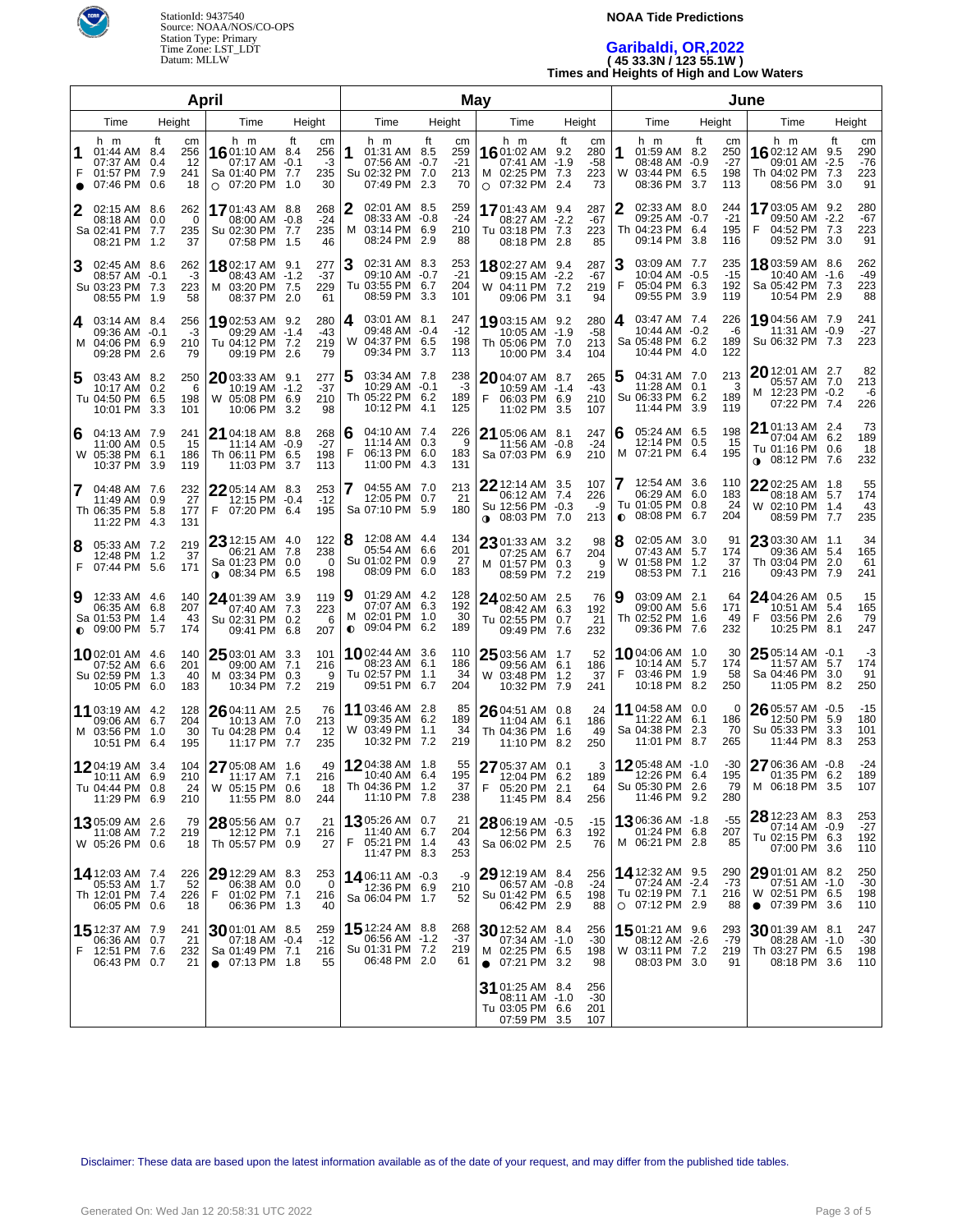StationId: 9437540
Source: NOAA/NOS/CO-OPS
Station Type: Primary
Time Zone: LST_LDT
Datum: MLLW

# NOAA Tide Predictions

## Garibaldi, OR,2022

**( 45 33.3N / 123 55.1W )**

**Times and Heights of High and Low Waters**

Moon phases: ● New Moon, ◑ First Quarter, ○ Full Moon, ◐ Last Quarter

### April

| Day | Time (h m) | Height (ft) | Height (cm) |
|---|---|---|---|
| 1 F ● | 01:44 AM | 8.4 | 256 |
| | 07:37 AM | 0.4 | 12 |
| | 01:57 PM | 7.9 | 241 |
| | 07:46 PM | 0.6 | 18 |
| 2 Sa | 02:15 AM | 8.6 | 262 |
| | 08:18 AM | 0.0 | 0 |
| | 02:41 PM | 7.7 | 235 |
| | 08:21 PM | 1.2 | 37 |
| 3 Su | 02:45 AM | 8.6 | 262 |
| | 08:57 AM | -0.1 | -3 |
| | 03:23 PM | 7.3 | 223 |
| | 08:55 PM | 1.9 | 58 |
| 4 M | 03:14 AM | 8.4 | 256 |
| | 09:36 AM | -0.1 | -3 |
| | 04:06 PM | 6.9 | 210 |
| | 09:28 PM | 2.6 | 79 |
| 5 Tu | 03:43 AM | 8.2 | 250 |
| | 10:17 AM | 0.2 | 6 |
| | 04:50 PM | 6.5 | 198 |
| | 10:01 PM | 3.3 | 101 |
| 6 W | 04:13 AM | 7.9 | 241 |
| | 11:00 AM | 0.5 | 15 |
| | 05:38 PM | 6.1 | 186 |
| | 10:37 PM | 3.9 | 119 |
| 7 Th | 04:48 AM | 7.6 | 232 |
| | 11:49 AM | 0.9 | 27 |
| | 06:35 PM | 5.8 | 177 |
| | 11:22 PM | 4.3 | 131 |
| 8 F | 05:33 AM | 7.2 | 219 |
| | 12:48 PM | 1.2 | 37 |
| | 07:44 PM | 5.6 | 171 |
| 9 Sa ◐ | 12:33 AM | 4.6 | 140 |
| | 06:35 AM | 6.8 | 207 |
| | 01:53 PM | 1.4 | 43 |
| | 09:00 PM | 5.7 | 174 |
| 10 Su | 02:01 AM | 4.6 | 140 |
| | 07:52 AM | 6.6 | 201 |
| | 02:59 PM | 1.3 | 40 |
| | 10:05 PM | 6.0 | 183 |
| 11 M | 03:19 AM | 4.2 | 128 |
| | 09:06 AM | 6.7 | 204 |
| | 03:56 PM | 1.0 | 30 |
| | 10:51 PM | 6.4 | 195 |
| 12 Tu | 04:19 AM | 3.4 | 104 |
| | 10:11 AM | 6.9 | 210 |
| | 04:44 PM | 0.8 | 24 |
| | 11:29 PM | 6.9 | 210 |
| 13 W | 05:09 AM | 2.6 | 79 |
| | 11:08 AM | 7.2 | 219 |
| | 05:26 PM | 0.6 | 18 |
| 14 Th | 12:03 AM | 7.4 | 226 |
| | 05:53 AM | 1.7 | 52 |
| | 12:01 PM | 7.4 | 226 |
| | 06:05 PM | 0.6 | 18 |
| 15 F | 12:37 AM | 7.9 | 241 |
| | 06:36 AM | 0.7 | 21 |
| | 12:51 PM | 7.6 | 232 |
| | 06:43 PM | 0.7 | 21 |
| 16 Sa ○ | 01:10 AM | 8.4 | 256 |
| | 07:17 AM | -0.1 | -3 |
| | 01:40 PM | 7.7 | 235 |
| | 07:20 PM | 1.0 | 30 |
| 17 Su | 01:43 AM | 8.8 | 268 |
| | 08:00 AM | -0.8 | -24 |
| | 02:30 PM | 7.7 | 235 |
| | 07:58 PM | 1.5 | 46 |
| 18 M | 02:17 AM | 9.1 | 277 |
| | 08:43 AM | -1.2 | -37 |
| | 03:20 PM | 7.5 | 229 |
| | 08:37 PM | 2.0 | 61 |
| 19 Tu | 02:53 AM | 9.2 | 280 |
| | 09:29 AM | -1.4 | -43 |
| | 04:12 PM | 7.2 | 219 |
| | 09:19 PM | 2.6 | 79 |
| 20 W | 03:33 AM | 9.1 | 277 |
| | 10:19 AM | -1.2 | -37 |
| | 05:08 PM | 6.9 | 210 |
| | 10:06 PM | 3.2 | 98 |
| 21 Th | 04:18 AM | 8.8 | 268 |
| | 11:14 AM | -0.9 | -27 |
| | 06:11 PM | 6.5 | 198 |
| | 11:03 PM | 3.7 | 113 |
| 22 F | 05:14 AM | 8.3 | 253 |
| | 12:15 PM | -0.4 | -12 |
| | 07:20 PM | 6.4 | 195 |
| 23 Sa ◑ | 12:15 AM | 4.0 | 122 |
| | 06:21 AM | 7.8 | 238 |
| | 01:23 PM | 0.0 | 0 |
| | 08:34 PM | 6.5 | 198 |
| 24 Su | 01:39 AM | 3.9 | 119 |
| | 07:40 AM | 7.3 | 223 |
| | 02:31 PM | 0.2 | 6 |
| | 09:41 PM | 6.8 | 207 |
| 25 M | 03:01 AM | 3.3 | 101 |
| | 09:00 AM | 7.1 | 216 |
| | 03:34 PM | 0.3 | 9 |
| | 10:34 PM | 7.2 | 219 |
| 26 Tu | 04:11 AM | 2.5 | 76 |
| | 10:13 AM | 7.0 | 213 |
| | 04:28 PM | 0.4 | 12 |
| | 11:17 PM | 7.7 | 235 |
| 27 W | 05:08 AM | 1.6 | 49 |
| | 11:17 AM | 7.1 | 216 |
| | 05:15 PM | 0.6 | 18 |
| | 11:55 PM | 8.0 | 244 |
| 28 Th | 05:56 AM | 0.7 | 21 |
| | 12:12 PM | 7.1 | 216 |
| | 05:57 PM | 0.9 | 27 |
| 29 F | 12:29 AM | 8.3 | 253 |
| | 06:38 AM | 0.0 | 0 |
| | 01:02 PM | 7.1 | 216 |
| | 06:36 PM | 1.3 | 40 |
| 30 Sa ● | 01:01 AM | 8.5 | 259 |
| | 07:18 AM | -0.4 | -12 |
| | 01:49 PM | 7.1 | 216 |
| | 07:13 PM | 1.8 | 55 |

### May

| Day | Time (h m) | Height (ft) | Height (cm) |
|---|---|---|---|
| 1 Su | 01:31 AM | 8.5 | 259 |
| | 07:56 AM | -0.7 | -21 |
| | 02:32 PM | 7.0 | 213 |
| | 07:49 PM | 2.3 | 70 |
| 2 M | 02:01 AM | 8.5 | 259 |
| | 08:33 AM | -0.8 | -24 |
| | 03:14 PM | 6.9 | 210 |
| | 08:24 PM | 2.9 | 88 |
| 3 Tu | 02:31 AM | 8.3 | 253 |
| | 09:10 AM | -0.7 | -21 |
| | 03:55 PM | 6.7 | 204 |
| | 08:59 PM | 3.3 | 101 |
| 4 W | 03:01 AM | 8.1 | 247 |
| | 09:48 AM | -0.4 | -12 |
| | 04:37 PM | 6.5 | 198 |
| | 09:34 PM | 3.7 | 113 |
| 5 Th | 03:34 AM | 7.8 | 238 |
| | 10:29 AM | -0.1 | -3 |
| | 05:22 PM | 6.2 | 189 |
| | 10:12 PM | 4.1 | 125 |
| 6 F | 04:10 AM | 7.4 | 226 |
| | 11:14 AM | 0.3 | 9 |
| | 06:13 PM | 6.0 | 183 |
| | 11:00 PM | 4.3 | 131 |
| 7 Sa | 04:55 AM | 7.0 | 213 |
| | 12:05 PM | 0.7 | 21 |
| | 07:10 PM | 5.9 | 180 |
| 8 Su | 12:08 AM | 4.4 | 134 |
| | 05:54 AM | 6.6 | 201 |
| | 01:02 PM | 0.9 | 27 |
| | 08:09 PM | 6.0 | 183 |
| 9 M ◐ | 01:29 AM | 4.2 | 128 |
| | 07:07 AM | 6.3 | 192 |
| | 02:01 PM | 1.0 | 30 |
| | 09:04 PM | 6.2 | 189 |
| 10 Tu | 02:44 AM | 3.6 | 110 |
| | 08:23 AM | 6.1 | 186 |
| | 02:57 PM | 1.1 | 34 |
| | 09:51 PM | 6.7 | 204 |
| 11 W | 03:46 AM | 2.8 | 85 |
| | 09:35 AM | 6.2 | 189 |
| | 03:49 PM | 1.1 | 34 |
| | 10:32 PM | 7.2 | 219 |
| 12 Th | 04:38 AM | 1.8 | 55 |
| | 10:40 AM | 6.4 | 195 |
| | 04:36 PM | 1.2 | 37 |
| | 11:10 PM | 7.8 | 238 |
| 13 F | 05:26 AM | 0.7 | 21 |
| | 11:40 AM | 6.7 | 204 |
| | 05:21 PM | 1.4 | 43 |
| | 11:47 PM | 8.3 | 253 |
| 14 Sa | 06:11 AM | -0.3 | -9 |
| | 12:36 PM | 6.9 | 210 |
| | 06:04 PM | 1.7 | 52 |
| 15 Su | 12:24 AM | 8.8 | 268 |
| | 06:56 AM | -1.2 | -37 |
| | 01:31 PM | 7.2 | 219 |
| | 06:48 PM | 2.0 | 61 |
| 16 M ○ | 01:02 AM | 9.2 | 280 |
| | 07:41 AM | -1.9 | -58 |
| | 02:25 PM | 7.3 | 223 |
| | 07:32 PM | 2.4 | 73 |
| 17 Tu | 01:43 AM | 9.4 | 287 |
| | 08:27 AM | -2.2 | -67 |
| | 03:18 PM | 7.3 | 223 |
| | 08:18 PM | 2.8 | 85 |
| 18 W | 02:27 AM | 9.4 | 287 |
| | 09:15 AM | -2.2 | -67 |
| | 04:11 PM | 7.2 | 219 |
| | 09:06 PM | 3.1 | 94 |
| 19 Th | 03:15 AM | 9.2 | 280 |
| | 10:05 AM | -1.9 | -58 |
| | 05:06 PM | 7.0 | 213 |
| | 10:00 PM | 3.4 | 104 |
| 20 F | 04:07 AM | 8.7 | 265 |
| | 10:59 AM | -1.4 | -43 |
| | 06:03 PM | 6.9 | 210 |
| | 11:02 PM | 3.5 | 107 |
| 21 Sa | 05:06 AM | 8.1 | 247 |
| | 11:56 AM | -0.8 | -24 |
| | 07:03 PM | 6.9 | 210 |
| 22 Su ◑ | 12:14 AM | 3.5 | 107 |
| | 06:12 AM | 7.4 | 226 |
| | 12:56 PM | -0.3 | -9 |
| | 08:03 PM | 7.0 | 213 |
| 23 M | 01:33 AM | 3.2 | 98 |
| | 07:25 AM | 6.7 | 204 |
| | 01:57 PM | 0.3 | 9 |
| | 08:59 PM | 7.2 | 219 |
| 24 Tu | 02:50 AM | 2.5 | 76 |
| | 08:42 AM | 6.3 | 192 |
| | 02:55 PM | 0.7 | 21 |
| | 09:49 PM | 7.6 | 232 |
| 25 W | 03:56 AM | 1.7 | 52 |
| | 09:56 AM | 6.1 | 186 |
| | 03:48 PM | 1.2 | 37 |
| | 10:32 PM | 7.9 | 241 |
| 26 Th | 04:51 AM | 0.8 | 24 |
| | 11:04 AM | 6.1 | 186 |
| | 04:36 PM | 1.6 | 49 |
| | 11:10 PM | 8.2 | 250 |
| 27 F | 05:37 AM | 0.1 | 3 |
| | 12:04 PM | 6.2 | 189 |
| | 05:20 PM | 2.1 | 64 |
| | 11:45 PM | 8.4 | 256 |
| 28 Sa | 06:19 AM | -0.5 | -15 |
| | 12:56 PM | 6.3 | 192 |
| | 06:02 PM | 2.5 | 76 |
| 29 Su | 12:19 AM | 8.4 | 256 |
| | 06:57 AM | -0.8 | -24 |
| | 01:42 PM | 6.5 | 198 |
| | 06:42 PM | 2.9 | 88 |
| 30 M ● | 12:52 AM | 8.4 | 256 |
| | 07:34 AM | -1.0 | -30 |
| | 02:25 PM | 6.5 | 198 |
| | 07:21 PM | 3.2 | 98 |
| 31 Tu | 01:25 AM | 8.4 | 256 |
| | 08:11 AM | -1.0 | -30 |
| | 03:05 PM | 6.6 | 201 |
| | 07:59 PM | 3.5 | 107 |

### June

| Day | Time (h m) | Height (ft) | Height (cm) |
|---|---|---|---|
| 1 W | 01:59 AM | 8.2 | 250 |
| | 08:48 AM | -0.9 | -27 |
| | 03:44 PM | 6.5 | 198 |
| | 08:36 PM | 3.7 | 113 |
| 2 Th | 02:33 AM | 8.0 | 244 |
| | 09:25 AM | -0.7 | -21 |
| | 04:23 PM | 6.4 | 195 |
| | 09:14 PM | 3.8 | 116 |
| 3 F | 03:09 AM | 7.7 | 235 |
| | 10:04 AM | -0.5 | -15 |
| | 05:04 PM | 6.3 | 192 |
| | 09:55 PM | 3.9 | 119 |
| 4 Sa | 03:47 AM | 7.4 | 226 |
| | 10:44 AM | -0.2 | -6 |
| | 05:48 PM | 6.2 | 189 |
| | 10:44 PM | 4.0 | 122 |
| 5 Su | 04:31 AM | 7.0 | 213 |
| | 11:28 AM | 0.1 | 3 |
| | 06:33 PM | 6.2 | 189 |
| | 11:44 PM | 3.9 | 119 |
| 6 M | 05:24 AM | 6.5 | 198 |
| | 12:14 PM | 0.5 | 15 |
| | 07:21 PM | 6.4 | 195 |
| 7 Tu ◐ | 12:54 AM | 3.6 | 110 |
| | 06:29 AM | 6.0 | 183 |
| | 01:05 PM | 0.8 | 24 |
| | 08:08 PM | 6.7 | 204 |
| 8 W | 02:05 AM | 3.0 | 91 |
| | 07:43 AM | 5.7 | 174 |
| | 01:58 PM | 1.2 | 37 |
| | 08:53 PM | 7.1 | 216 |
| 9 Th | 03:09 AM | 2.1 | 64 |
| | 09:00 AM | 5.6 | 171 |
| | 02:52 PM | 1.6 | 49 |
| | 09:36 PM | 7.6 | 232 |
| 10 F | 04:06 AM | 1.0 | 30 |
| | 10:14 AM | 5.7 | 174 |
| | 03:46 PM | 1.9 | 58 |
| | 10:18 PM | 8.2 | 250 |
| 11 Sa | 04:58 AM | 0.0 | 0 |
| | 11:22 AM | 6.1 | 186 |
| | 04:38 PM | 2.3 | 70 |
| | 11:01 PM | 8.7 | 265 |
| 12 Su | 05:48 AM | -1.0 | -30 |
| | 12:26 PM | 6.4 | 195 |
| | 05:30 PM | 2.6 | 79 |
| | 11:46 PM | 9.2 | 280 |
| 13 M | 06:36 AM | -1.8 | -55 |
| | 01:24 PM | 6.8 | 207 |
| | 06:21 PM | 2.8 | 85 |
| 14 Tu ○ | 12:32 AM | 9.5 | 290 |
| | 07:24 AM | -2.4 | -73 |
| | 02:19 PM | 7.1 | 216 |
| | 07:12 PM | 2.9 | 88 |
| 15 W | 01:21 AM | 9.6 | 293 |
| | 08:12 AM | -2.6 | -79 |
| | 03:11 PM | 7.2 | 219 |
| | 08:03 PM | 3.0 | 91 |
| 16 Th | 02:12 AM | 9.5 | 290 |
| | 09:01 AM | -2.5 | -76 |
| | 04:02 PM | 7.3 | 223 |
| | 08:56 PM | 3.0 | 91 |
| 17 F | 03:05 AM | 9.2 | 280 |
| | 09:50 AM | -2.2 | -67 |
| | 04:52 PM | 7.3 | 223 |
| | 09:52 PM | 3.0 | 91 |
| 18 Sa | 03:59 AM | 8.6 | 262 |
| | 10:40 AM | -1.6 | -49 |
| | 05:42 PM | 7.3 | 223 |
| | 10:54 PM | 2.9 | 88 |
| 19 Su | 04:56 AM | 7.9 | 241 |
| | 11:31 AM | -0.9 | -27 |
| | 06:32 PM | 7.3 | 223 |
| 20 M | 12:01 AM | 2.7 | 82 |
| | 05:57 AM | 7.0 | 213 |
| | 12:23 PM | -0.2 | -6 |
| | 07:22 PM | 7.4 | 226 |
| 21 Tu ◑ | 01:13 AM | 2.4 | 73 |
| | 07:04 AM | 6.2 | 189 |
| | 01:16 PM | 0.6 | 18 |
| | 08:12 PM | 7.6 | 232 |
| 22 W | 02:25 AM | 1.8 | 55 |
| | 08:18 AM | 5.7 | 174 |
| | 02:10 PM | 1.4 | 43 |
| | 08:59 PM | 7.7 | 235 |
| 23 Th | 03:30 AM | 1.1 | 34 |
| | 09:36 AM | 5.4 | 165 |
| | 03:04 PM | 2.0 | 61 |
| | 09:43 PM | 7.9 | 241 |
| 24 F | 04:26 AM | 0.5 | 15 |
| | 10:51 AM | 5.4 | 165 |
| | 03:56 PM | 2.6 | 79 |
| | 10:25 PM | 8.1 | 247 |
| 25 Sa | 05:14 AM | -0.1 | -3 |
| | 11:57 AM | 5.7 | 174 |
| | 04:46 PM | 3.0 | 91 |
| | 11:05 PM | 8.2 | 250 |
| 26 Su | 05:57 AM | -0.5 | -15 |
| | 12:50 PM | 5.9 | 180 |
| | 05:33 PM | 3.3 | 101 |
| | 11:44 PM | 8.3 | 253 |
| 27 M | 06:36 AM | -0.8 | -24 |
| | 01:35 PM | 6.2 | 189 |
| | 06:18 PM | 3.5 | 107 |
| 28 Tu | 12:23 AM | 8.3 | 253 |
| | 07:14 AM | -0.9 | -27 |
| | 02:15 PM | 6.3 | 192 |
| | 07:00 PM | 3.6 | 110 |
| 29 W ● | 01:01 AM | 8.2 | 250 |
| | 07:51 AM | -1.0 | -30 |
| | 02:51 PM | 6.5 | 198 |
| | 07:39 PM | 3.6 | 110 |
| 30 Th | 01:37 AM | 8.1 | 247 |
| | 08:28 AM | -1.0 | -30 |
| | 03:27 PM | 6.5 | 198 |
| | 08:18 PM | 3.6 | 110 |

Disclaimer: These data are based upon the latest information available as of the date of your request, and may differ from the published tide tables.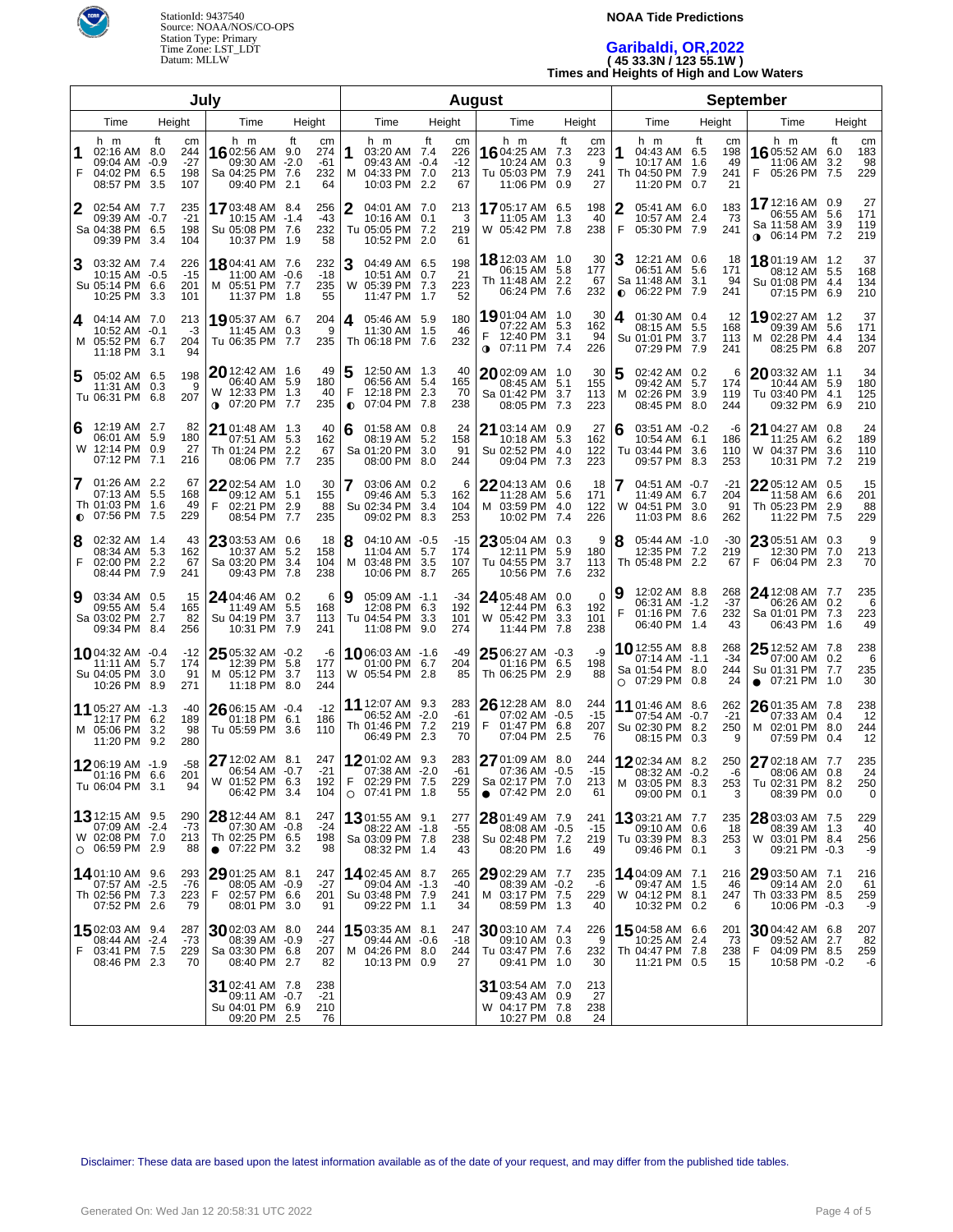StationId: 9437540
Source: NOAA/NOS/CO-OPS
Station Type: Primary
Time Zone: LST_LDT
Datum: MLLW

**NOAA Tide Predictions**

## Garibaldi, OR,2022
### ( 45 33.3N / 123 55.1W )
### Times and Heights of High and Low Waters

## July

| Day | Time | Height (ft) | Height (cm) |
|---|---|---|---|
| 1 F | 02:16 AM | 8.0 | 244 |
| | 09:04 AM | -0.9 | -27 |
| | 04:02 PM | 6.5 | 198 |
| | 08:57 PM | 3.5 | 107 |
| 2 Sa | 02:54 AM | 7.7 | 235 |
| | 09:39 AM | -0.7 | -21 |
| | 04:38 PM | 6.5 | 198 |
| | 09:39 PM | 3.4 | 104 |
| 3 Su | 03:32 AM | 7.4 | 226 |
| | 10:15 AM | -0.5 | -15 |
| | 05:14 PM | 6.6 | 201 |
| | 10:25 PM | 3.3 | 101 |
| 4 M | 04:14 AM | 7.0 | 213 |
| | 10:52 AM | -0.1 | -3 |
| | 05:52 PM | 6.7 | 204 |
| | 11:18 PM | 3.1 | 94 |
| 5 Tu | 05:02 AM | 6.5 | 198 |
| | 11:31 AM | 0.3 | 9 |
| | 06:31 PM | 6.8 | 207 |
| 6 W | 12:19 AM | 2.7 | 82 |
| | 06:01 AM | 5.9 | 180 |
| | 12:14 PM | 0.9 | 27 |
| | 07:12 PM | 7.1 | 216 |
| 7 Th ◐ | 01:26 AM | 2.2 | 67 |
| | 07:13 AM | 5.5 | 168 |
| | 01:03 PM | 1.6 | 49 |
| | 07:56 PM | 7.5 | 229 |
| 8 F | 02:32 AM | 1.4 | 43 |
| | 08:34 AM | 5.3 | 162 |
| | 02:00 PM | 2.2 | 67 |
| | 08:44 PM | 7.9 | 241 |
| 9 Sa | 03:34 AM | 0.5 | 15 |
| | 09:55 AM | 5.4 | 165 |
| | 03:02 PM | 2.7 | 82 |
| | 09:34 PM | 8.4 | 256 |
| 10 Su | 04:32 AM | -0.4 | -12 |
| | 11:11 AM | 5.7 | 174 |
| | 04:05 PM | 3.0 | 91 |
| | 10:26 PM | 8.9 | 271 |
| 11 M | 05:27 AM | -1.3 | -40 |
| | 12:17 PM | 6.2 | 189 |
| | 05:06 PM | 3.2 | 98 |
| | 11:20 PM | 9.2 | 280 |
| 12 Tu | 06:19 AM | -1.9 | -58 |
| | 01:16 PM | 6.6 | 201 |
| | 06:04 PM | 3.1 | 94 |
| 13 W ○ | 12:15 AM | 9.5 | 290 |
| | 07:09 AM | -2.4 | -73 |
| | 02:08 PM | 7.0 | 213 |
| | 06:59 PM | 2.9 | 88 |
| 14 Th | 01:10 AM | 9.6 | 293 |
| | 07:57 AM | -2.5 | -76 |
| | 02:56 PM | 7.3 | 223 |
| | 07:52 PM | 2.6 | 79 |
| 15 F | 02:03 AM | 9.4 | 287 |
| | 08:44 AM | -2.4 | -73 |
| | 03:41 PM | 7.5 | 229 |
| | 08:46 PM | 2.3 | 70 |
| 16 Sa | 02:56 AM | 9.0 | 274 |
| | 09:30 AM | -2.0 | -61 |
| | 04:25 PM | 7.6 | 232 |
| | 09:40 PM | 2.1 | 64 |
| 17 Su | 03:48 AM | 8.4 | 256 |
| | 10:15 AM | -1.4 | -43 |
| | 05:08 PM | 7.6 | 232 |
| | 10:37 PM | 1.9 | 58 |
| 18 M | 04:41 AM | 7.6 | 232 |
| | 11:00 AM | -0.6 | -18 |
| | 05:51 PM | 7.7 | 235 |
| | 11:37 PM | 1.8 | 55 |
| 19 Tu | 05:37 AM | 6.7 | 204 |
| | 11:45 AM | 0.3 | 9 |
| | 06:35 PM | 7.7 | 235 |
| 20 W ◑ | 12:42 AM | 1.6 | 49 |
| | 06:40 AM | 5.9 | 180 |
| | 12:33 PM | 1.3 | 40 |
| | 07:20 PM | 7.7 | 235 |
| 21 Th | 01:48 AM | 1.3 | 40 |
| | 07:51 AM | 5.3 | 162 |
| | 01:24 PM | 2.2 | 67 |
| | 08:06 PM | 7.7 | 235 |
| 22 F | 02:54 AM | 1.0 | 30 |
| | 09:12 AM | 5.1 | 155 |
| | 02:21 PM | 2.9 | 88 |
| | 08:54 PM | 7.7 | 235 |
| 23 Sa | 03:53 AM | 0.6 | 18 |
| | 10:37 AM | 5.2 | 158 |
| | 03:20 PM | 3.4 | 104 |
| | 09:43 PM | 7.8 | 238 |
| 24 Su | 04:46 AM | 0.2 | 6 |
| | 11:49 AM | 5.5 | 168 |
| | 04:19 PM | 3.7 | 113 |
| | 10:31 PM | 7.9 | 241 |
| 25 M | 05:32 AM | -0.2 | -6 |
| | 12:39 PM | 5.8 | 177 |
| | 05:12 PM | 3.7 | 113 |
| | 11:18 PM | 8.0 | 244 |
| 26 Tu | 06:15 AM | -0.4 | -12 |
| | 01:18 PM | 6.1 | 186 |
| | 05:59 PM | 3.6 | 110 |
| 27 W | 12:02 AM | 8.1 | 247 |
| | 06:54 AM | -0.7 | -21 |
| | 01:52 PM | 6.3 | 192 |
| | 06:42 PM | 3.4 | 104 |
| 28 Th ● | 12:44 AM | 8.1 | 247 |
| | 07:30 AM | -0.8 | -24 |
| | 02:25 PM | 6.5 | 198 |
| | 07:22 PM | 3.2 | 98 |
| 29 F | 01:25 AM | 8.1 | 247 |
| | 08:05 AM | -0.9 | -27 |
| | 02:57 PM | 6.6 | 201 |
| | 08:01 PM | 3.0 | 91 |
| 30 Sa | 02:03 AM | 8.0 | 244 |
| | 08:39 AM | -0.9 | -27 |
| | 03:30 PM | 6.8 | 207 |
| | 08:40 PM | 2.7 | 82 |
| 31 Su | 02:41 AM | 7.8 | 238 |
| | 09:11 AM | -0.7 | -21 |
| | 04:01 PM | 6.9 | 210 |
| | 09:20 PM | 2.5 | 76 |

## August

| Day | Time | Height (ft) | Height (cm) |
|---|---|---|---|
| 1 M | 03:20 AM | 7.4 | 226 |
| | 09:43 AM | -0.4 | -12 |
| | 04:33 PM | 7.0 | 213 |
| | 10:03 PM | 2.2 | 67 |
| 2 Tu | 04:01 AM | 7.0 | 213 |
| | 10:16 AM | 0.1 | 3 |
| | 05:05 PM | 7.2 | 219 |
| | 10:52 PM | 2.0 | 61 |
| 3 W | 04:49 AM | 6.5 | 198 |
| | 10:51 AM | 0.7 | 21 |
| | 05:39 PM | 7.3 | 223 |
| | 11:47 PM | 1.7 | 52 |
| 4 Th | 05:46 AM | 5.9 | 180 |
| | 11:30 AM | 1.5 | 46 |
| | 06:18 PM | 7.6 | 232 |
| 5 F ◐ | 12:50 AM | 1.3 | 40 |
| | 06:56 AM | 5.4 | 165 |
| | 12:18 PM | 2.3 | 70 |
| | 07:04 PM | 7.8 | 238 |
| 6 Sa | 01:58 AM | 0.8 | 24 |
| | 08:19 AM | 5.2 | 158 |
| | 01:20 PM | 3.0 | 91 |
| | 08:00 PM | 8.0 | 244 |
| 7 Su | 03:06 AM | 0.2 | 6 |
| | 09:46 AM | 5.3 | 162 |
| | 02:34 PM | 3.4 | 104 |
| | 09:02 PM | 8.3 | 253 |
| 8 M | 04:10 AM | -0.5 | -15 |
| | 11:04 AM | 5.7 | 174 |
| | 03:48 PM | 3.5 | 107 |
| | 10:06 PM | 8.7 | 265 |
| 9 Tu | 05:09 AM | -1.1 | -34 |
| | 12:08 PM | 6.3 | 192 |
| | 04:54 PM | 3.3 | 101 |
| | 11:08 PM | 9.0 | 274 |
| 10 W | 06:03 AM | -1.6 | -49 |
| | 01:00 PM | 6.7 | 204 |
| | 05:54 PM | 2.8 | 85 |
| 11 Th | 12:07 AM | 9.3 | 283 |
| | 06:52 AM | -2.0 | -61 |
| | 01:46 PM | 7.2 | 219 |
| | 06:49 PM | 2.3 | 70 |
| 12 F ○ | 01:02 AM | 9.3 | 283 |
| | 07:38 AM | -2.0 | -61 |
| | 02:29 PM | 7.5 | 229 |
| | 07:41 PM | 1.8 | 55 |
| 13 Sa | 01:55 AM | 9.1 | 277 |
| | 08:22 AM | -1.8 | -55 |
| | 03:09 PM | 7.8 | 238 |
| | 08:32 PM | 1.4 | 43 |
| 14 Su | 02:45 AM | 8.7 | 265 |
| | 09:04 AM | -1.3 | -40 |
| | 03:48 PM | 7.9 | 241 |
| | 09:22 PM | 1.1 | 34 |
| 15 M | 03:35 AM | 8.1 | 247 |
| | 09:44 AM | -0.6 | -18 |
| | 04:26 PM | 8.0 | 244 |
| | 10:13 PM | 0.9 | 27 |
| 16 Tu | 04:25 AM | 7.3 | 223 |
| | 10:24 AM | 0.3 | 9 |
| | 05:03 PM | 7.9 | 241 |
| | 11:06 PM | 0.9 | 27 |
| 17 W | 05:17 AM | 6.5 | 198 |
| | 11:05 AM | 1.3 | 40 |
| | 05:42 PM | 7.8 | 238 |
| 18 Th | 12:03 AM | 1.0 | 30 |
| | 06:15 AM | 5.8 | 177 |
| | 11:48 AM | 2.2 | 67 |
| | 06:24 PM | 7.6 | 232 |
| 19 F ◑ | 01:04 AM | 1.0 | 30 |
| | 07:22 AM | 5.3 | 162 |
| | 12:40 PM | 3.1 | 94 |
| | 07:11 PM | 7.4 | 226 |
| 20 Sa | 02:09 AM | 1.0 | 30 |
| | 08:45 AM | 5.1 | 155 |
| | 01:42 PM | 3.7 | 113 |
| | 08:05 PM | 7.3 | 223 |
| 21 Su | 03:14 AM | 0.9 | 27 |
| | 10:18 AM | 5.3 | 162 |
| | 02:52 PM | 4.0 | 122 |
| | 09:04 PM | 7.3 | 223 |
| 22 M | 04:13 AM | 0.6 | 18 |
| | 11:28 AM | 5.6 | 171 |
| | 03:59 PM | 4.0 | 122 |
| | 10:02 PM | 7.4 | 226 |
| 23 Tu | 05:04 AM | 0.3 | 9 |
| | 12:11 PM | 5.9 | 180 |
| | 04:55 PM | 3.7 | 113 |
| | 10:56 PM | 7.6 | 232 |
| 24 W | 05:48 AM | 0.0 | 0 |
| | 12:44 PM | 6.3 | 192 |
| | 05:42 PM | 3.3 | 101 |
| | 11:44 PM | 7.8 | 238 |
| 25 Th | 06:27 AM | -0.3 | -9 |
| | 01:16 PM | 6.5 | 198 |
| | 06:25 PM | 2.9 | 88 |
| 26 F | 12:28 AM | 8.0 | 244 |
| | 07:02 AM | -0.5 | -15 |
| | 01:47 PM | 6.8 | 207 |
| | 07:04 PM | 2.5 | 76 |
| 27 Sa ● | 01:09 AM | 8.0 | 244 |
| | 07:36 AM | -0.5 | -15 |
| | 02:17 PM | 7.0 | 213 |
| | 07:42 PM | 2.0 | 61 |
| 28 Su | 01:49 AM | 7.9 | 241 |
| | 08:08 AM | -0.5 | -15 |
| | 02:48 PM | 7.2 | 219 |
| | 08:20 PM | 1.6 | 49 |
| 29 M | 02:29 AM | 7.7 | 235 |
| | 08:39 AM | -0.2 | -6 |
| | 03:17 PM | 7.5 | 229 |
| | 08:59 PM | 1.3 | 40 |
| 30 Tu | 03:10 AM | 7.4 | 226 |
| | 09:10 AM | 0.3 | 9 |
| | 03:47 PM | 7.6 | 232 |
| | 09:41 PM | 1.0 | 30 |
| 31 W | 03:54 AM | 7.0 | 213 |
| | 09:43 AM | 0.9 | 27 |
| | 04:17 PM | 7.8 | 238 |
| | 10:27 PM | 0.8 | 24 |

## September

| Day | Time | Height (ft) | Height (cm) |
|---|---|---|---|
| 1 Th | 04:43 AM | 6.5 | 198 |
| | 10:17 AM | 1.6 | 49 |
| | 04:50 PM | 7.9 | 241 |
| | 11:20 PM | 0.7 | 21 |
| 2 F | 05:41 AM | 6.0 | 183 |
| | 10:57 AM | 2.4 | 73 |
| | 05:30 PM | 7.9 | 241 |
| 3 Sa ◐ | 12:21 AM | 0.6 | 18 |
| | 06:51 AM | 5.6 | 171 |
| | 11:48 AM | 3.1 | 94 |
| | 06:22 PM | 7.9 | 241 |
| 4 Su | 01:30 AM | 0.4 | 12 |
| | 08:15 AM | 5.5 | 168 |
| | 01:01 PM | 3.7 | 113 |
| | 07:29 PM | 7.9 | 241 |
| 5 M | 02:42 AM | 0.2 | 6 |
| | 09:42 AM | 5.7 | 174 |
| | 02:26 PM | 3.9 | 119 |
| | 08:45 PM | 8.0 | 244 |
| 6 Tu | 03:51 AM | -0.2 | -6 |
| | 10:54 AM | 6.1 | 186 |
| | 03:44 PM | 3.6 | 110 |
| | 09:57 PM | 8.3 | 253 |
| 7 W | 04:51 AM | -0.7 | -21 |
| | 11:49 AM | 6.7 | 204 |
| | 04:51 PM | 3.0 | 91 |
| | 11:03 PM | 8.6 | 262 |
| 8 Th | 05:44 AM | -1.0 | -30 |
| | 12:35 PM | 7.2 | 219 |
| | 05:48 PM | 2.2 | 67 |
| 9 F | 12:02 AM | 8.8 | 268 |
| | 06:31 AM | -1.2 | -37 |
| | 01:16 PM | 7.6 | 232 |
| | 06:40 PM | 1.4 | 43 |
| 10 Sa ○ | 12:55 AM | 8.8 | 268 |
| | 07:14 AM | -1.1 | -34 |
| | 01:54 PM | 8.0 | 244 |
| | 07:29 PM | 0.8 | 24 |
| 11 Su | 01:46 AM | 8.6 | 262 |
| | 07:54 AM | -0.7 | -21 |
| | 02:30 PM | 8.2 | 250 |
| | 08:15 PM | 0.3 | 9 |
| 12 M | 02:34 AM | 8.2 | 250 |
| | 08:32 AM | -0.2 | -6 |
| | 03:05 PM | 8.3 | 253 |
| | 09:00 PM | 0.1 | 3 |
| 13 Tu | 03:21 AM | 7.7 | 235 |
| | 09:10 AM | 0.6 | 18 |
| | 03:39 PM | 8.3 | 253 |
| | 09:46 PM | 0.1 | 3 |
| 14 W | 04:09 AM | 7.1 | 216 |
| | 09:47 AM | 1.5 | 46 |
| | 04:12 PM | 8.1 | 247 |
| | 10:32 PM | 0.2 | 6 |
| 15 Th | 04:58 AM | 6.6 | 201 |
| | 10:25 AM | 2.4 | 73 |
| | 04:47 PM | 7.8 | 238 |
| | 11:21 PM | 0.5 | 15 |
| 16 F | 05:52 AM | 6.0 | 183 |
| | 11:06 AM | 3.2 | 98 |
| | 05:26 PM | 7.5 | 229 |
| 17 Sa ◑ | 12:16 AM | 0.9 | 27 |
| | 06:55 AM | 5.6 | 171 |
| | 11:58 AM | 3.9 | 119 |
| | 06:14 PM | 7.2 | 219 |
| 18 Su | 01:19 AM | 1.2 | 37 |
| | 08:12 AM | 5.5 | 168 |
| | 01:08 PM | 4.4 | 134 |
| | 07:15 PM | 6.9 | 210 |
| 19 M | 02:27 AM | 1.2 | 37 |
| | 09:39 AM | 5.6 | 171 |
| | 02:28 PM | 4.4 | 134 |
| | 08:25 PM | 6.8 | 207 |
| 20 Tu | 03:32 AM | 1.1 | 34 |
| | 10:44 AM | 5.9 | 180 |
| | 03:40 PM | 4.1 | 125 |
| | 09:32 PM | 6.9 | 210 |
| 21 W | 04:27 AM | 0.8 | 24 |
| | 11:25 AM | 6.2 | 189 |
| | 04:37 PM | 3.6 | 110 |
| | 10:31 PM | 7.2 | 219 |
| 22 Th | 05:12 AM | 0.5 | 15 |
| | 11:58 AM | 6.6 | 201 |
| | 05:23 PM | 2.9 | 88 |
| | 11:22 PM | 7.5 | 229 |
| 23 F | 05:51 AM | 0.3 | 9 |
| | 12:30 PM | 7.0 | 213 |
| | 06:04 PM | 2.3 | 70 |
| 24 Sa | 12:08 AM | 7.7 | 235 |
| | 06:26 AM | 0.2 | 6 |
| | 01:01 PM | 7.3 | 223 |
| | 06:43 PM | 1.6 | 49 |
| 25 Su ● | 12:52 AM | 7.8 | 238 |
| | 07:00 AM | 0.2 | 6 |
| | 01:31 PM | 7.7 | 235 |
| | 07:21 PM | 1.0 | 30 |
| 26 M | 01:35 AM | 7.8 | 238 |
| | 07:33 AM | 0.4 | 12 |
| | 02:01 PM | 8.0 | 244 |
| | 07:59 PM | 0.4 | 12 |
| 27 Tu | 02:18 AM | 7.7 | 235 |
| | 08:06 AM | 0.8 | 24 |
| | 02:31 PM | 8.2 | 250 |
| | 08:39 PM | 0.0 | 0 |
| 28 W | 03:03 AM | 7.5 | 229 |
| | 08:39 AM | 1.3 | 40 |
| | 03:01 PM | 8.4 | 256 |
| | 09:21 PM | -0.3 | -9 |
| 29 Th | 03:50 AM | 7.1 | 216 |
| | 09:14 AM | 2.0 | 61 |
| | 03:33 PM | 8.5 | 259 |
| | 10:06 PM | -0.3 | -9 |
| 30 F | 04:42 AM | 6.8 | 207 |
| | 09:52 AM | 2.7 | 82 |
| | 04:09 PM | 8.5 | 259 |
| | 10:58 PM | -0.2 | -6 |

Disclaimer: These data are based upon the latest information available as of the date of your request, and may differ from the published tide tables.

Generated On: Wed Jan 12 20:58:31 UTC 2022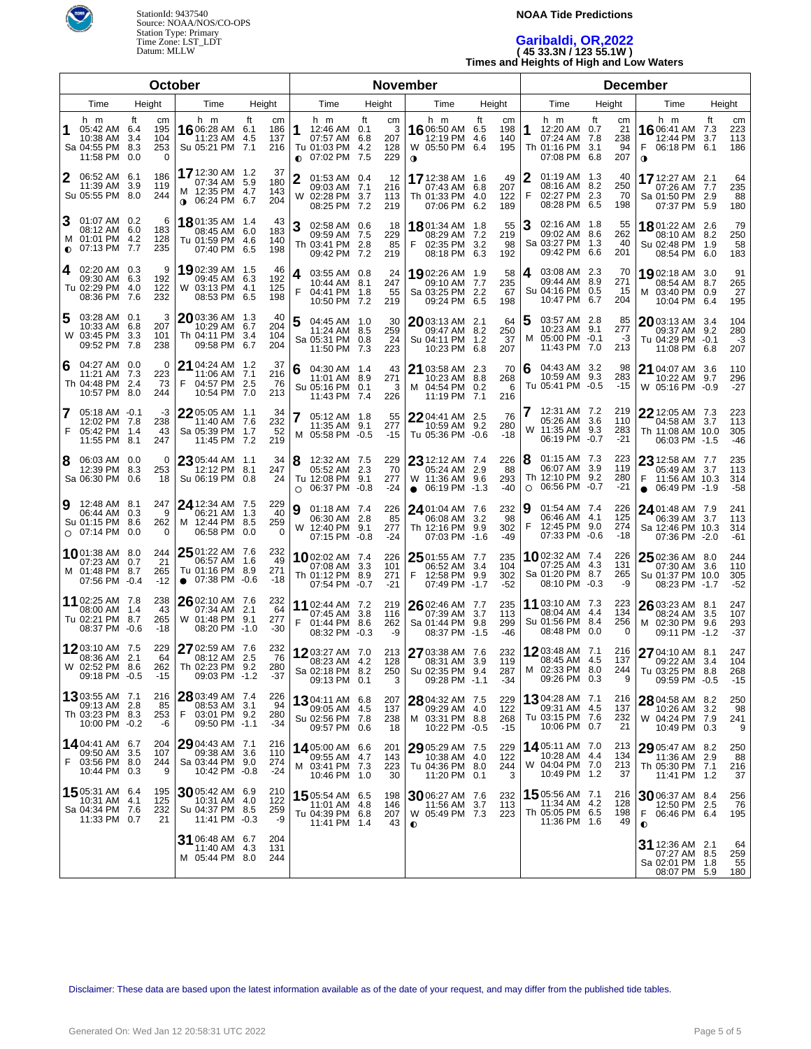StationId: 9437540
Source: NOAA/NOS/CO-OPS
Station Type: Primary
Time Zone: LST_LDT
Datum: MLLW

**NOAA Tide Predictions**

## Garibaldi, OR,2022
**( 45 33.3N / 123 55.1W )**
**Times and Heights of High and Low Waters**

### October

| Day | Time | Height ft | Height cm | Day | Time | Height ft | Height cm |
|---|---|---|---|---|---|---|---|
| 1 Sa | 05:42 AM | 6.4 | 195 | 16 Su | 06:28 AM | 6.1 | 186 |
| | 10:38 AM | 3.4 | 104 | | 11:23 AM | 4.5 | 137 |
| | 04:55 PM | 8.3 | 253 | | 05:21 PM | 7.1 | 216 |
| | 11:58 PM | 0.0 | 0 | | | | |
| 2 Su | 06:52 AM | 6.1 | 186 | 17 M ◑ | 12:30 AM | 1.2 | 37 |
| | 11:39 AM | 3.9 | 119 | | 07:34 AM | 5.9 | 180 |
| | 05:55 PM | 8.0 | 244 | | 12:35 PM | 4.7 | 143 |
| | | | | | 06:24 PM | 6.7 | 204 |
| 3 M ◐ | 01:07 AM | 0.2 | 6 | 18 Tu | 01:35 AM | 1.4 | 43 |
| | 08:12 AM | 6.0 | 183 | | 08:45 AM | 6.0 | 183 |
| | 01:01 PM | 4.2 | 128 | | 01:59 PM | 4.6 | 140 |
| | 07:13 PM | 7.7 | 235 | | 07:40 PM | 6.5 | 198 |
| 4 Tu | 02:20 AM | 0.3 | 9 | 19 W | 02:39 AM | 1.5 | 46 |
| | 09:30 AM | 6.3 | 192 | | 09:45 AM | 6.3 | 192 |
| | 02:29 PM | 4.0 | 122 | | 03:13 PM | 4.1 | 125 |
| | 08:36 PM | 7.6 | 232 | | 08:53 PM | 6.5 | 198 |
| 5 W | 03:28 AM | 0.1 | 3 | 20 Th | 03:36 AM | 1.3 | 40 |
| | 10:33 AM | 6.8 | 207 | | 10:29 AM | 6.7 | 204 |
| | 03:45 PM | 3.3 | 101 | | 04:11 PM | 3.4 | 104 |
| | 09:52 PM | 7.8 | 238 | | 09:58 PM | 6.7 | 204 |
| 6 Th | 04:27 AM | 0.0 | 0 | 21 F | 04:24 AM | 1.2 | 37 |
| | 11:21 AM | 7.3 | 223 | | 11:06 AM | 7.1 | 216 |
| | 04:48 PM | 2.4 | 73 | | 04:57 PM | 2.5 | 76 |
| | 10:57 PM | 8.0 | 244 | | 10:54 PM | 7.0 | 213 |
| 7 F | 05:18 AM | -0.1 | -3 | 22 Sa | 05:05 AM | 1.1 | 34 |
| | 12:02 PM | 7.8 | 238 | | 11:40 AM | 7.6 | 232 |
| | 05:42 PM | 1.4 | 43 | | 05:39 PM | 1.7 | 52 |
| | 11:55 PM | 8.1 | 247 | | 11:45 PM | 7.2 | 219 |
| 8 Sa | 06:03 AM | 0.0 | 0 | 23 Su | 05:44 AM | 1.1 | 34 |
| | 12:39 PM | 8.3 | 253 | | 12:12 PM | 8.1 | 247 |
| | 06:30 PM | 0.6 | 18 | | 06:19 PM | 0.8 | 24 |
| 9 Su ○ | 12:48 AM | 8.1 | 247 | 24 M | 12:34 AM | 7.5 | 229 |
| | 06:44 AM | 0.3 | 9 | | 06:21 AM | 1.3 | 40 |
| | 01:15 PM | 8.6 | 262 | | 12:44 PM | 8.5 | 259 |
| | 07:14 PM | 0.0 | 0 | | 06:58 PM | 0.0 | 0 |
| 10 M | 01:38 AM | 8.0 | 244 | 25 Tu ● | 01:22 AM | 7.6 | 232 |
| | 07:23 AM | 0.7 | 21 | | 06:57 AM | 1.6 | 49 |
| | 01:48 PM | 8.7 | 265 | | 01:16 PM | 8.9 | 271 |
| | 07:56 PM | -0.4 | -12 | | 07:38 PM | -0.6 | -18 |
| 11 Tu | 02:25 AM | 7.8 | 238 | 26 W | 02:10 AM | 7.6 | 232 |
| | 08:00 AM | 1.4 | 43 | | 07:34 AM | 2.1 | 64 |
| | 02:21 PM | 8.7 | 265 | | 01:48 PM | 9.1 | 277 |
| | 08:37 PM | -0.6 | -18 | | 08:20 PM | -1.0 | -30 |
| 12 W | 03:10 AM | 7.5 | 229 | 27 Th | 02:59 AM | 7.6 | 232 |
| | 08:36 AM | 2.1 | 64 | | 08:12 AM | 2.5 | 76 |
| | 02:52 PM | 8.6 | 262 | | 02:23 PM | 9.2 | 280 |
| | 09:18 PM | -0.5 | -15 | | 09:03 PM | -1.2 | -37 |
| 13 Th | 03:55 AM | 7.1 | 216 | 28 F | 03:49 AM | 7.4 | 226 |
| | 09:13 AM | 2.8 | 85 | | 08:53 AM | 3.1 | 94 |
| | 03:23 PM | 8.3 | 253 | | 03:01 PM | 9.2 | 280 |
| | 10:00 PM | -0.2 | -6 | | 09:50 PM | -1.1 | -34 |
| 14 F | 04:41 AM | 6.7 | 204 | 29 Sa | 04:43 AM | 7.1 | 216 |
| | 09:50 AM | 3.5 | 107 | | 09:38 AM | 3.6 | 110 |
| | 03:56 PM | 8.0 | 244 | | 03:44 PM | 9.0 | 274 |
| | 10:44 PM | 0.3 | 9 | | 10:42 PM | -0.8 | -24 |
| 15 Sa | 05:31 AM | 6.4 | 195 | 30 Su | 05:42 AM | 6.9 | 210 |
| | 10:31 AM | 4.1 | 125 | | 10:31 AM | 4.0 | 122 |
| | 04:34 PM | 7.6 | 232 | | 04:37 PM | 8.5 | 259 |
| | 11:33 PM | 0.7 | 21 | | 11:41 PM | -0.3 | -9 |
| | | | | 31 M | 06:48 AM | 6.7 | 204 |
| | | | | | 11:40 AM | 4.3 | 131 |
| | | | | | 05:44 PM | 8.0 | 244 |

### November

| Day | Time | Height ft | Height cm | Day | Time | Height ft | Height cm |
|---|---|---|---|---|---|---|---|
| 1 Tu ◐ | 12:46 AM | 0.1 | 3 | 16 W ◑ | 06:50 AM | 6.5 | 198 |
| | 07:57 AM | 6.8 | 207 | | 12:19 PM | 4.6 | 140 |
| | 01:03 PM | 4.2 | 128 | | 05:50 PM | 6.4 | 195 |
| | 07:02 PM | 7.5 | 229 | | | | |
| 2 W | 01:53 AM | 0.4 | 12 | 17 Th | 12:38 AM | 1.6 | 49 |
| | 09:03 AM | 7.1 | 216 | | 07:43 AM | 6.8 | 207 |
| | 02:28 PM | 3.7 | 113 | | 01:33 PM | 4.0 | 122 |
| | 08:25 PM | 7.2 | 219 | | 07:06 PM | 6.2 | 189 |
| 3 Th | 02:58 AM | 0.6 | 18 | 18 F | 01:34 AM | 1.8 | 55 |
| | 09:59 AM | 7.5 | 229 | | 08:29 AM | 7.2 | 219 |
| | 03:41 PM | 2.8 | 85 | | 02:35 PM | 3.2 | 98 |
| | 09:42 PM | 7.2 | 219 | | 08:18 PM | 6.3 | 192 |
| 4 F | 03:55 AM | 0.8 | 24 | 19 Sa | 02:26 AM | 1.9 | 58 |
| | 10:44 AM | 8.1 | 247 | | 09:10 AM | 7.7 | 235 |
| | 04:41 PM | 1.8 | 55 | | 03:25 PM | 2.2 | 67 |
| | 10:50 PM | 7.2 | 219 | | 09:24 PM | 6.5 | 198 |
| 5 Sa | 04:45 AM | 1.0 | 30 | 20 Su | 03:13 AM | 2.1 | 64 |
| | 11:24 AM | 8.5 | 259 | | 09:47 AM | 8.2 | 250 |
| | 05:31 PM | 0.8 | 24 | | 04:11 PM | 1.2 | 37 |
| | 11:50 PM | 7.3 | 223 | | 10:23 PM | 6.8 | 207 |
| 6 Su | 04:30 AM | 1.4 | 43 | 21 M | 03:58 AM | 2.3 | 70 |
| | 11:01 AM | 8.9 | 271 | | 10:23 AM | 8.8 | 268 |
| | 05:16 PM | 0.1 | 3 | | 04:54 PM | 0.2 | 6 |
| | 11:43 PM | 7.4 | 226 | | 11:19 PM | 7.1 | 216 |
| 7 M | 05:12 AM | 1.8 | 55 | 22 Tu | 04:41 AM | 2.5 | 76 |
| | 11:35 AM | 9.1 | 277 | | 10:59 AM | 9.2 | 280 |
| | 05:58 PM | -0.5 | -15 | | 05:36 PM | -0.6 | -18 |
| 8 Tu ○ | 12:32 AM | 7.5 | 229 | 23 W ● | 12:12 AM | 7.4 | 226 |
| | 05:52 AM | 2.3 | 70 | | 05:24 AM | 2.9 | 88 |
| | 12:08 PM | 9.1 | 277 | | 11:36 AM | 9.6 | 293 |
| | 06:37 PM | -0.8 | -24 | | 06:19 PM | -1.3 | -40 |
| 9 W | 01:18 AM | 7.4 | 226 | 24 Th | 01:04 AM | 7.6 | 232 |
| | 06:30 AM | 2.8 | 85 | | 06:08 AM | 3.2 | 98 |
| | 12:40 PM | 9.1 | 277 | | 12:16 PM | 9.9 | 302 |
| | 07:15 PM | -0.8 | -24 | | 07:03 PM | -1.6 | -49 |
| 10 Th | 02:02 AM | 7.4 | 226 | 25 F | 01:55 AM | 7.7 | 235 |
| | 07:08 AM | 3.3 | 101 | | 06:52 AM | 3.4 | 104 |
| | 01:12 PM | 8.9 | 271 | | 12:58 PM | 9.9 | 302 |
| | 07:54 PM | -0.7 | -21 | | 07:49 PM | -1.7 | -52 |
| 11 F | 02:44 AM | 7.2 | 219 | 26 Sa | 02:46 AM | 7.7 | 235 |
| | 07:45 AM | 3.8 | 116 | | 07:39 AM | 3.7 | 113 |
| | 01:44 PM | 8.6 | 262 | | 01:44 PM | 9.8 | 299 |
| | 08:32 PM | -0.3 | -9 | | 08:37 PM | -1.5 | -46 |
| 12 Sa | 03:27 AM | 7.0 | 213 | 27 Su | 03:38 AM | 7.6 | 232 |
| | 08:23 AM | 4.2 | 128 | | 08:31 AM | 3.9 | 119 |
| | 02:18 PM | 8.2 | 250 | | 02:35 PM | 9.4 | 287 |
| | 09:13 PM | 0.1 | 3 | | 09:28 PM | -1.1 | -34 |
| 13 Su | 04:11 AM | 6.8 | 207 | 28 M | 04:32 AM | 7.5 | 229 |
| | 09:05 AM | 4.5 | 137 | | 09:29 AM | 4.0 | 122 |
| | 02:56 PM | 7.8 | 238 | | 03:31 PM | 8.8 | 268 |
| | 09:57 PM | 0.6 | 18 | | 10:22 PM | -0.5 | -15 |
| 14 M | 05:00 AM | 6.6 | 201 | 29 Tu | 05:29 AM | 7.5 | 229 |
| | 09:55 AM | 4.7 | 143 | | 10:38 AM | 4.0 | 122 |
| | 03:41 PM | 7.3 | 223 | | 04:36 PM | 8.0 | 244 |
| | 10:46 PM | 1.0 | 30 | | 11:20 PM | 0.1 | 3 |
| 15 Tu | 05:54 AM | 6.5 | 198 | 30 W ◐ | 06:27 AM | 7.6 | 232 |
| | 11:01 AM | 4.8 | 146 | | 11:56 AM | 3.7 | 113 |
| | 04:39 PM | 6.8 | 207 | | 05:49 PM | 7.3 | 223 |
| | 11:41 PM | 1.4 | 43 | | | | |

### December

| Day | Time | Height ft | Height cm | Day | Time | Height ft | Height cm |
|---|---|---|---|---|---|---|---|
| 1 Th | 12:20 AM | 0.7 | 21 | 16 F ◑ | 06:41 AM | 7.3 | 223 |
| | 07:24 AM | 7.8 | 238 | | 12:44 PM | 3.7 | 113 |
| | 01:16 PM | 3.1 | 94 | | 06:18 PM | 6.1 | 186 |
| | 07:08 PM | 6.8 | 207 | | | | |
| 2 F | 01:19 AM | 1.3 | 40 | 17 Sa | 12:27 AM | 2.1 | 64 |
| | 08:16 AM | 8.2 | 250 | | 07:26 AM | 7.7 | 235 |
| | 02:27 PM | 2.3 | 70 | | 01:50 PM | 2.9 | 88 |
| | 08:28 PM | 6.5 | 198 | | 07:37 PM | 5.9 | 180 |
| 3 Sa | 02:16 AM | 1.8 | 55 | 18 Su | 01:22 AM | 2.6 | 79 |
| | 09:02 AM | 8.6 | 262 | | 08:10 AM | 8.2 | 250 |
| | 03:27 PM | 1.3 | 40 | | 02:48 PM | 1.9 | 58 |
| | 09:42 PM | 6.6 | 201 | | 08:54 PM | 6.0 | 183 |
| 4 Su | 03:08 AM | 2.3 | 70 | 19 M | 02:18 AM | 3.0 | 91 |
| | 09:44 AM | 8.9 | 271 | | 08:54 AM | 8.7 | 265 |
| | 04:16 PM | 0.5 | 15 | | 03:40 PM | 0.9 | 27 |
| | 10:47 PM | 6.7 | 204 | | 10:04 PM | 6.4 | 195 |
| 5 M | 03:57 AM | 2.8 | 85 | 20 Tu | 03:13 AM | 3.4 | 104 |
| | 10:23 AM | 9.1 | 277 | | 09:37 AM | 9.2 | 280 |
| | 05:00 PM | -0.1 | -3 | | 04:29 PM | -0.1 | -3 |
| | 11:43 PM | 7.0 | 213 | | 11:08 PM | 6.8 | 207 |
| 6 Tu | 04:43 AM | 3.2 | 98 | 21 W | 04:07 AM | 3.6 | 110 |
| | 10:59 AM | 9.3 | 283 | | 10:22 AM | 9.7 | 296 |
| | 05:41 PM | -0.5 | -15 | | 05:16 PM | -0.9 | -27 |
| 7 W | 12:31 AM | 7.2 | 219 | 22 Th | 12:05 AM | 7.3 | 223 |
| | 05:26 AM | 3.6 | 110 | | 04:58 AM | 3.7 | 113 |
| | 11:35 AM | 9.3 | 283 | | 11:08 AM | 10.0 | 305 |
| | 06:19 PM | -0.7 | -21 | | 06:03 PM | -1.5 | -46 |
| 8 Th ○ | 01:15 AM | 7.3 | 223 | 23 F ● | 12:58 AM | 7.7 | 235 |
| | 06:07 AM | 3.9 | 119 | | 05:49 AM | 3.7 | 113 |
| | 12:10 PM | 9.2 | 280 | | 11:56 AM | 10.3 | 314 |
| | 06:56 PM | -0.7 | -21 | | 06:49 PM | -1.9 | -58 |
| 9 F | 01:54 AM | 7.4 | 226 | 24 Sa | 01:48 AM | 7.9 | 241 |
| | 06:46 AM | 4.1 | 125 | | 06:39 AM | 3.7 | 113 |
| | 12:45 PM | 9.0 | 274 | | 12:46 PM | 10.3 | 314 |
| | 07:33 PM | -0.6 | -18 | | 07:36 PM | -2.0 | -61 |
| 10 Sa | 02:32 AM | 7.4 | 226 | 25 Su | 02:36 AM | 8.0 | 244 |
| | 07:25 AM | 4.3 | 131 | | 07:30 AM | 3.6 | 110 |
| | 01:20 PM | 8.7 | 265 | | 01:37 PM | 10.0 | 305 |
| | 08:10 PM | -0.3 | -9 | | 08:23 PM | -1.7 | -52 |
| 11 Su | 03:10 AM | 7.3 | 223 | 26 M | 03:23 AM | 8.1 | 247 |
| | 08:04 AM | 4.4 | 134 | | 08:24 AM | 3.5 | 107 |
| | 01:56 PM | 8.4 | 256 | | 02:30 PM | 9.6 | 293 |
| | 08:48 PM | 0.0 | 0 | | 09:11 PM | -1.2 | -37 |
| 12 M | 03:48 AM | 7.1 | 216 | 27 Tu | 04:10 AM | 8.1 | 247 |
| | 08:45 AM | 4.5 | 137 | | 09:22 AM | 3.4 | 104 |
| | 02:33 PM | 8.0 | 244 | | 03:25 PM | 8.8 | 268 |
| | 09:26 PM | 0.3 | 9 | | 09:59 PM | -0.5 | -15 |
| 13 Tu | 04:28 AM | 7.1 | 216 | 28 W | 04:58 AM | 8.2 | 250 |
| | 09:31 AM | 4.5 | 137 | | 10:26 AM | 3.2 | 98 |
| | 03:15 PM | 7.6 | 232 | | 04:24 PM | 7.9 | 241 |
| | 10:06 PM | 0.7 | 21 | | 10:49 PM | 0.3 | 9 |
| 14 W | 05:11 AM | 7.0 | 213 | 29 Th | 05:47 AM | 8.2 | 250 |
| | 10:28 AM | 4.4 | 134 | | 11:36 AM | 2.9 | 88 |
| | 04:04 PM | 7.0 | 213 | | 05:30 PM | 7.1 | 216 |
| | 10:49 PM | 1.2 | 37 | | 11:41 PM | 1.2 | 37 |
| 15 Th | 05:56 AM | 7.1 | 216 | 30 F ◐ | 06:37 AM | 8.4 | 256 |
| | 11:34 AM | 4.2 | 128 | | 12:50 PM | 2.5 | 76 |
| | 05:05 PM | 6.5 | 198 | | 06:46 PM | 6.4 | 195 |
| | 11:36 PM | 1.6 | 49 | | | | |
| | | | | 31 Sa | 12:36 AM | 2.1 | 64 |
| | | | | | 07:27 AM | 8.5 | 259 |
| | | | | | 02:01 PM | 1.8 | 55 |
| | | | | | 08:07 PM | 5.9 | 180 |

Disclaimer: These data are based upon the latest information available as of the date of your request, and may differ from the published tide tables.

Generated On: Wed Jan 12 20:58:31 UTC 2022